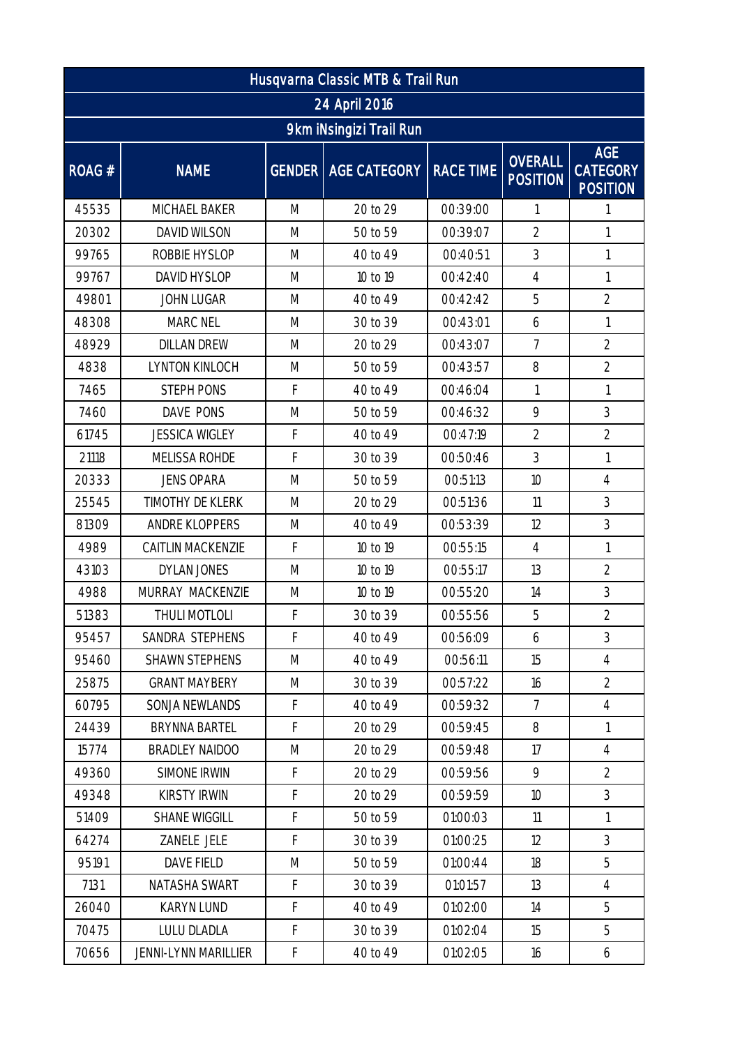| Husqvarna Classic MTB & Trail Run | | | | | | |
|---|---|---|---|---|---|---|
| 24 April 2016 | | | | | | |
| 9km iNsingizi Trail Run | | | | | | |
| ROAG # | NAME | GENDER | AGE CATEGORY | RACE TIME | OVERALL POSITION | AGE CATEGORY POSITION |
| 45535 | MICHAEL BAKER | M | 20 to 29 | 00:39:00 | 1 | 1 |
| 20302 | DAVID WILSON | M | 50 to 59 | 00:39:07 | 2 | 1 |
| 99765 | ROBBIE HYSLOP | M | 40 to 49 | 00:40:51 | 3 | 1 |
| 99767 | DAVID HYSLOP | M | 10 to 19 | 00:42:40 | 4 | 1 |
| 49801 | JOHN LUGAR | M | 40 to 49 | 00:42:42 | 5 | 2 |
| 48308 | MARC NEL | M | 30 to 39 | 00:43:01 | 6 | 1 |
| 48929 | DILLAN DREW | M | 20 to 29 | 00:43:07 | 7 | 2 |
| 4838 | LYNTON KINLOCH | M | 50 to 59 | 00:43:57 | 8 | 2 |
| 7465 | STEPH PONS | F | 40 to 49 | 00:46:04 | 1 | 1 |
| 7460 | DAVE PONS | M | 50 to 59 | 00:46:32 | 9 | 3 |
| 61745 | JESSICA WIGLEY | F | 40 to 49 | 00:47:19 | 2 | 2 |
| 21118 | MELISSA ROHDE | F | 30 to 39 | 00:50:46 | 3 | 1 |
| 20333 | JENS OPARA | M | 50 to 59 | 00:51:13 | 10 | 4 |
| 25545 | TIMOTHY DE KLERK | M | 20 to 29 | 00:51:36 | 11 | 3 |
| 81309 | ANDRE KLOPPERS | M | 40 to 49 | 00:53:39 | 12 | 3 |
| 4989 | CAITLIN MACKENZIE | F | 10 to 19 | 00:55:15 | 4 | 1 |
| 43103 | DYLAN JONES | M | 10 to 19 | 00:55:17 | 13 | 2 |
| 4988 | MURRAY MACKENZIE | M | 10 to 19 | 00:55:20 | 14 | 3 |
| 51383 | THULI MOTLOLI | F | 30 to 39 | 00:55:56 | 5 | 2 |
| 95457 | SANDRA STEPHENS | F | 40 to 49 | 00:56:09 | 6 | 3 |
| 95460 | SHAWN STEPHENS | M | 40 to 49 | 00:56:11 | 15 | 4 |
| 25875 | GRANT MAYBERY | M | 30 to 39 | 00:57:22 | 16 | 2 |
| 60795 | SONJA NEWLANDS | F | 40 to 49 | 00:59:32 | 7 | 4 |
| 24439 | BRYNNA BARTEL | F | 20 to 29 | 00:59:45 | 8 | 1 |
| 15774 | BRADLEY NAIDOO | M | 20 to 29 | 00:59:48 | 17 | 4 |
| 49360 | SIMONE IRWIN | F | 20 to 29 | 00:59:56 | 9 | 2 |
| 49348 | KIRSTY IRWIN | F | 20 to 29 | 00:59:59 | 10 | 3 |
| 51409 | SHANE WIGGILL | F | 50 to 59 | 01:00:03 | 11 | 1 |
| 64274 | ZANELE JELE | F | 30 to 39 | 01:00:25 | 12 | 3 |
| 95191 | DAVE FIELD | M | 50 to 59 | 01:00:44 | 18 | 5 |
| 7131 | NATASHA SWART | F | 30 to 39 | 01:01:57 | 13 | 4 |
| 26040 | KARYN LUND | F | 40 to 49 | 01:02:00 | 14 | 5 |
| 70475 | LULU DLADLA | F | 30 to 39 | 01:02:04 | 15 | 5 |
| 70656 | JENNI-LYNN MARILLIER | F | 40 to 49 | 01:02:05 | 16 | 6 |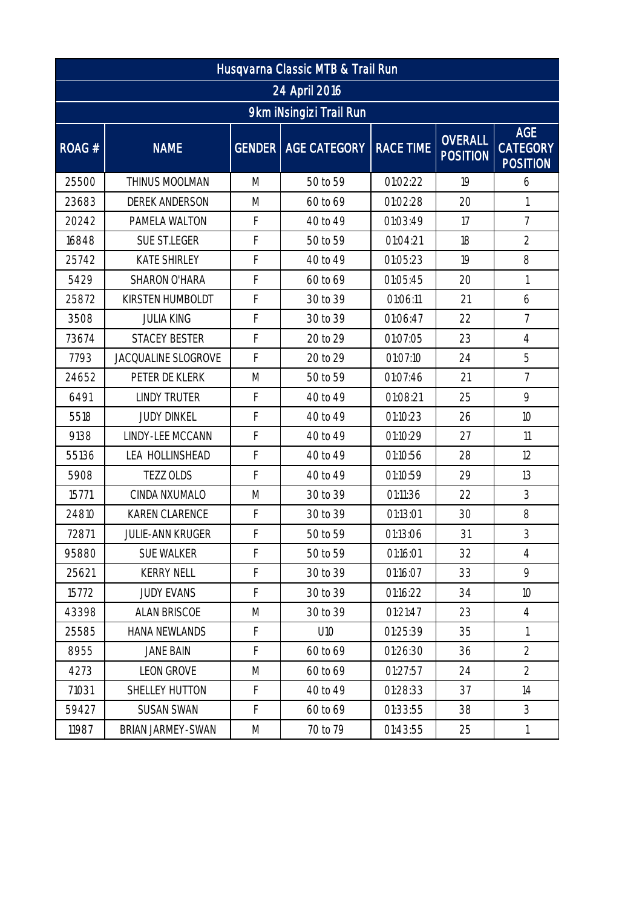| Husqvarna Classic MTB & Trail Run | | | | | | |
|---|---|---|---|---|---|---|
| 24 April 2016 | | | | | | |
| 9km iNsingizi Trail Run | | | | | | |
| ROAG # | NAME | GENDER | AGE CATEGORY | RACE TIME | OVERALL POSITION | AGE CATEGORY POSITION |
| 25500 | THINUS MOOLMAN | M | 50 to 59 | 01:02:22 | 19 | 6 |
| 23683 | DEREK ANDERSON | M | 60 to 69 | 01:02:28 | 20 | 1 |
| 20242 | PAMELA WALTON | F | 40 to 49 | 01:03:49 | 17 | 7 |
| 16848 | SUE ST.LEGER | F | 50 to 59 | 01:04:21 | 18 | 2 |
| 25742 | KATE SHIRLEY | F | 40 to 49 | 01:05:23 | 19 | 8 |
| 5429 | SHARON O'HARA | F | 60 to 69 | 01:05:45 | 20 | 1 |
| 25872 | KIRSTEN HUMBOLDT | F | 30 to 39 | 01:06:11 | 21 | 6 |
| 3508 | JULIA KING | F | 30 to 39 | 01:06:47 | 22 | 7 |
| 73674 | STACEY BESTER | F | 20 to 29 | 01:07:05 | 23 | 4 |
| 7793 | JACQUALINE SLOGROVE | F | 20 to 29 | 01:07:10 | 24 | 5 |
| 24652 | PETER DE KLERK | M | 50 to 59 | 01:07:46 | 21 | 7 |
| 6491 | LINDY TRUTER | F | 40 to 49 | 01:08:21 | 25 | 9 |
| 5518 | JUDY DINKEL | F | 40 to 49 | 01:10:23 | 26 | 10 |
| 9138 | LINDY-LEE MCCANN | F | 40 to 49 | 01:10:29 | 27 | 11 |
| 55136 | LEA HOLLINSHEAD | F | 40 to 49 | 01:10:56 | 28 | 12 |
| 5908 | TEZZ OLDS | F | 40 to 49 | 01:10:59 | 29 | 13 |
| 15771 | CINDA NXUMALO | M | 30 to 39 | 01:11:36 | 22 | 3 |
| 24810 | KAREN CLARENCE | F | 30 to 39 | 01:13:01 | 30 | 8 |
| 72871 | JULIE-ANN KRUGER | F | 50 to 59 | 01:13:06 | 31 | 3 |
| 95880 | SUE WALKER | F | 50 to 59 | 01:16:01 | 32 | 4 |
| 25621 | KERRY NELL | F | 30 to 39 | 01:16:07 | 33 | 9 |
| 15772 | JUDY EVANS | F | 30 to 39 | 01:16:22 | 34 | 10 |
| 43398 | ALAN BRISCOE | M | 30 to 39 | 01:21:47 | 23 | 4 |
| 25585 | HANA NEWLANDS | F | U10 | 01:25:39 | 35 | 1 |
| 8955 | JANE BAIN | F | 60 to 69 | 01:26:30 | 36 | 2 |
| 4273 | LEON GROVE | M | 60 to 69 | 01:27:57 | 24 | 2 |
| 71031 | SHELLEY HUTTON | F | 40 to 49 | 01:28:33 | 37 | 14 |
| 59427 | SUSAN SWAN | F | 60 to 69 | 01:33:55 | 38 | 3 |
| 11987 | BRIAN JARMEY-SWAN | M | 70 to 79 | 01:43:55 | 25 | 1 |